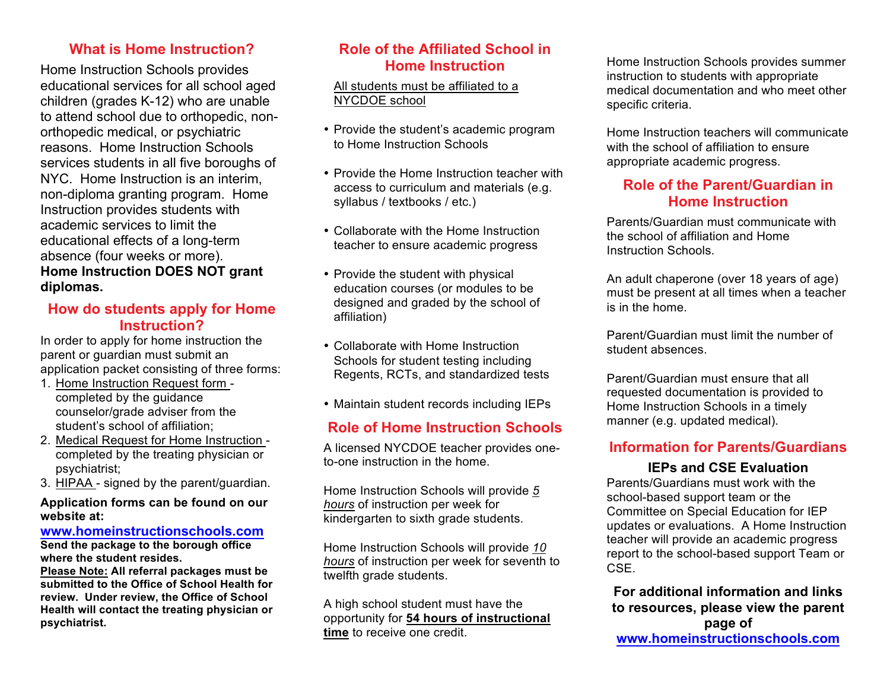## What is Home Instruction?

Home Instruction Schools provides educational services for all school aged children (grades K-12) who are unable to attend school due to orthopedic, non-orthopedic medical, or psychiatric reasons. Home Instruction Schools services students in all five boroughs of NYC. Home Instruction is an interim, non-diploma granting program. Home Instruction provides students with academic services to limit the educational effects of a long-term absence (four weeks or more). **Home Instruction DOES NOT grant diplomas.**

## How do students apply for Home Instruction?

In order to apply for home instruction the parent or guardian must submit an application packet consisting of three forms:

1. Home Instruction Request form - completed by the guidance counselor/grade adviser from the student's school of affiliation;
2. Medical Request for Home Instruction - completed by the treating physician or psychiatrist;
3. HIPAA - signed by the parent/guardian.

**Application forms can be found on our website at:**

**www.homeinstructionschools.com**

**Send the package to the borough office where the student resides.**

**Please Note: All referral packages must be submitted to the Office of School Health for review. Under review, the Office of School Health will contact the treating physician or psychiatrist.**

## Role of the Affiliated School in Home Instruction

All students must be affiliated to a NYCDOE school

- Provide the student's academic program to Home Instruction Schools
- Provide the Home Instruction teacher with access to curriculum and materials (e.g. syllabus / textbooks / etc.)
- Collaborate with the Home Instruction teacher to ensure academic progress
- Provide the student with physical education courses (or modules to be designed and graded by the school of affiliation)
- Collaborate with Home Instruction Schools for student testing including Regents, RCTs, and standardized tests
- Maintain student records including IEPs

## Role of Home Instruction Schools

A licensed NYCDOE teacher provides one-to-one instruction in the home.

Home Instruction Schools will provide *5 hours* of instruction per week for kindergarten to sixth grade students.

Home Instruction Schools will provide *10 hours* of instruction per week for seventh to twelfth grade students.

A high school student must have the opportunity for **54 hours of instructional time** to receive one credit.

Home Instruction Schools provides summer instruction to students with appropriate medical documentation and who meet other specific criteria.

Home Instruction teachers will communicate with the school of affiliation to ensure appropriate academic progress.

## Role of the Parent/Guardian in Home Instruction

Parents/Guardian must communicate with the school of affiliation and Home Instruction Schools.

An adult chaperone (over 18 years of age) must be present at all times when a teacher is in the home.

Parent/Guardian must limit the number of student absences.

Parent/Guardian must ensure that all requested documentation is provided to Home Instruction Schools in a timely manner (e.g. updated medical).

## Information for Parents/Guardians

### IEPs and CSE Evaluation

Parents/Guardians must work with the school-based support team or the Committee on Special Education for IEP updates or evaluations. A Home Instruction teacher will provide an academic progress report to the school-based support Team or CSE.

**For additional information and links to resources, please view the parent page of www.homeinstructionschools.com**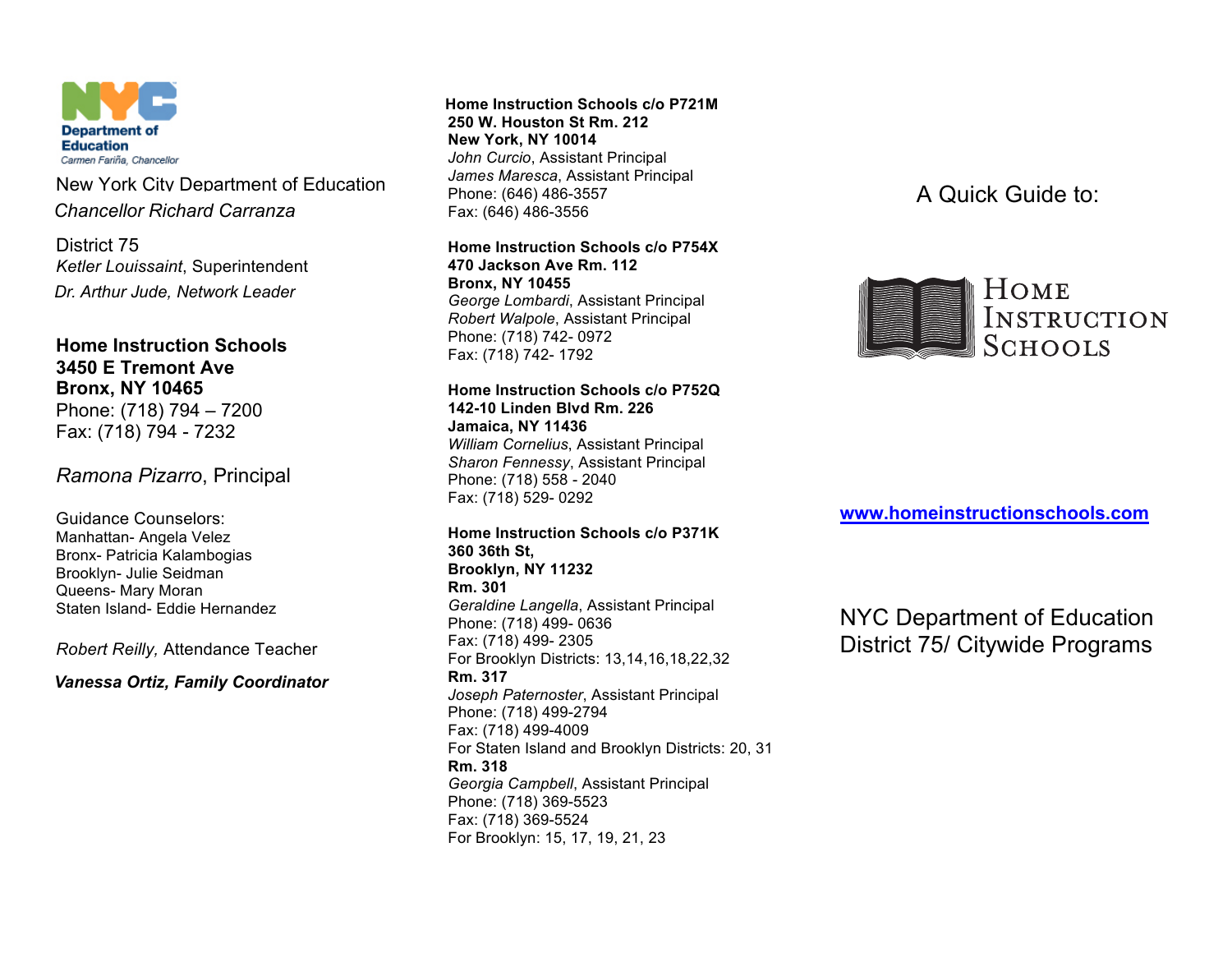Department of Education
Carmen Fariña, Chancellor

New York City Department of Education
*Chancellor Richard Carranza*

District 75
*Ketler Louissaint*, Superintendent
*Dr. Arthur Jude, Network Leader*

**Home Instruction Schools**
**3450 E Tremont Ave**
**Bronx, NY 10465**
Phone: (718) 794 – 7200
Fax: (718) 794 - 7232

*Ramona Pizarro*, Principal

Guidance Counselors:
Manhattan- Angela Velez
Bronx- Patricia Kalambogias
Brooklyn- Julie Seidman
Queens- Mary Moran
Staten Island- Eddie Hernandez

*Robert Reilly,* Attendance Teacher

***Vanessa Ortiz, Family Coordinator***

**Home Instruction Schools c/o P721M**
**250 W. Houston St Rm. 212**
**New York, NY 10014**
*John Curcio*, Assistant Principal
*James Maresca*, Assistant Principal
Phone: (646) 486-3557
Fax: (646) 486-3556

**Home Instruction Schools c/o P754X**
**470 Jackson Ave Rm. 112**
**Bronx, NY 10455**
*George Lombardi*, Assistant Principal
*Robert Walpole*, Assistant Principal
Phone: (718) 742- 0972
Fax: (718) 742- 1792

**Home Instruction Schools c/o P752Q**
**142-10 Linden Blvd Rm. 226**
**Jamaica, NY 11436**
*William Cornelius*, Assistant Principal
*Sharon Fennessy*, Assistant Principal
Phone: (718) 558 - 2040
Fax: (718) 529- 0292

**Home Instruction Schools c/o P371K**
**360 36th St,**
**Brooklyn, NY 11232**
**Rm. 301**
*Geraldine Langella*, Assistant Principal
Phone: (718) 499- 0636
Fax: (718) 499- 2305
For Brooklyn Districts: 13,14,16,18,22,32
**Rm. 317**
*Joseph Paternoster*, Assistant Principal
Phone: (718) 499-2794
Fax: (718) 499-4009
For Staten Island and Brooklyn Districts: 20, 31
**Rm. 318**
*Georgia Campbell*, Assistant Principal
Phone: (718) 369-5523
Fax: (718) 369-5524
For Brooklyn: 15, 17, 19, 21, 23

A Quick Guide to:

# Home Instruction Schools

[www.homeinstructionschools.com](http://www.homeinstructionschools.com)

NYC Department of Education
District 75/ Citywide Programs